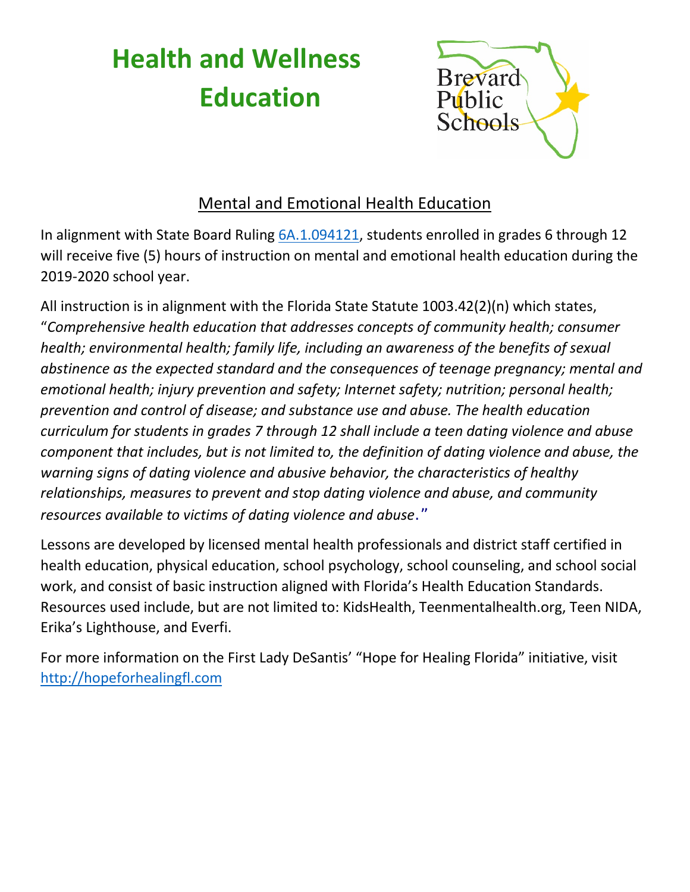# Health and Wellness Education

Brevard Public Schools

## Mental and Emotional Health Education

In alignment with State Board Ruling [6A.1.094121](6A.1.094121), students enrolled in grades 6 through 12 will receive five (5) hours of instruction on mental and emotional health education during the 2019-2020 school year.

All instruction is in alignment with the Florida State Statute 1003.42(2)(n) which states, "*Comprehensive health education that addresses concepts of community health; consumer health; environmental health; family life, including an awareness of the benefits of sexual abstinence as the expected standard and the consequences of teenage pregnancy; mental and emotional health; injury prevention and safety; Internet safety; nutrition; personal health; prevention and control of disease; and substance use and abuse. The health education curriculum for students in grades 7 through 12 shall include a teen dating violence and abuse component that includes, but is not limited to, the definition of dating violence and abuse, the warning signs of dating violence and abusive behavior, the characteristics of healthy relationships, measures to prevent and stop dating violence and abuse, and community resources available to victims of dating violence and abuse*."

Lessons are developed by licensed mental health professionals and district staff certified in health education, physical education, school psychology, school counseling, and school social work, and consist of basic instruction aligned with Florida's Health Education Standards. Resources used include, but are not limited to: KidsHealth, Teenmentalhealth.org, Teen NIDA, Erika's Lighthouse, and Everfi.

For more information on the First Lady DeSantis' "Hope for Healing Florida" initiative, visit [http://hopeforhealingfl.com](http://hopeforhealingfl.com)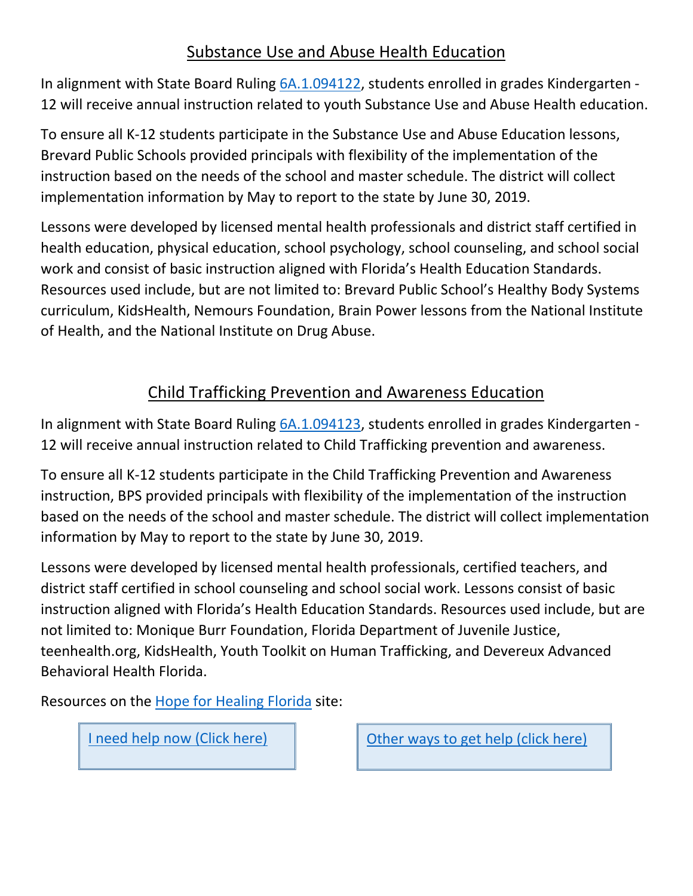## Substance Use and Abuse Health Education

In alignment with State Board Ruling 6A.1.094122, students enrolled in grades Kindergarten - 12 will receive annual instruction related to youth Substance Use and Abuse Health education.

To ensure all K-12 students participate in the Substance Use and Abuse Education lessons, Brevard Public Schools provided principals with flexibility of the implementation of the instruction based on the needs of the school and master schedule. The district will collect implementation information by May to report to the state by June 30, 2019.

Lessons were developed by licensed mental health professionals and district staff certified in health education, physical education, school psychology, school counseling, and school social work and consist of basic instruction aligned with Florida's Health Education Standards. Resources used include, but are not limited to: Brevard Public School's Healthy Body Systems curriculum, KidsHealth, Nemours Foundation, Brain Power lessons from the National Institute of Health, and the National Institute on Drug Abuse.

## Child Trafficking Prevention and Awareness Education

In alignment with State Board Ruling 6A.1.094123, students enrolled in grades Kindergarten - 12 will receive annual instruction related to Child Trafficking prevention and awareness.

To ensure all K-12 students participate in the Child Trafficking Prevention and Awareness instruction, BPS provided principals with flexibility of the implementation of the instruction based on the needs of the school and master schedule. The district will collect implementation information by May to report to the state by June 30, 2019.

Lessons were developed by licensed mental health professionals, certified teachers, and district staff certified in school counseling and school social work. Lessons consist of basic instruction aligned with Florida's Health Education Standards. Resources used include, but are not limited to: Monique Burr Foundation, Florida Department of Juvenile Justice, teenhealth.org, KidsHealth, Youth Toolkit on Human Trafficking, and Devereux Advanced Behavioral Health Florida.

Resources on the Hope for Healing Florida site:

I need help now (Click here)

Other ways to get help (click here)